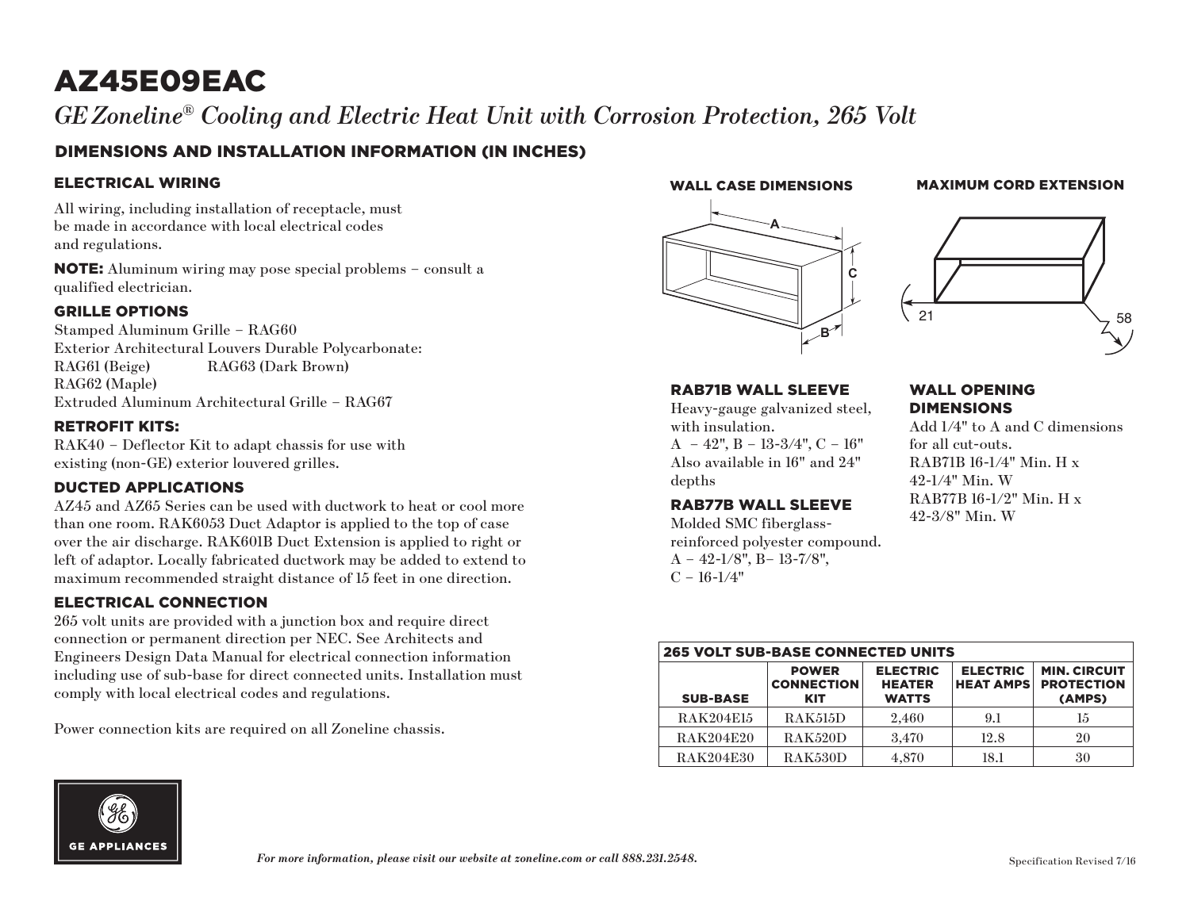# AZ45E09EAC

*GE Zoneline® Cooling and Electric Heat Unit with Corrosion Protection, 265 Volt*

## DIMENSIONS AND INSTALLATION INFORMATION (IN INCHES)

### ELECTRICAL WIRING

All wiring, including installation of receptacle, must be made in accordance with local electrical codes and regulations.

**NOTE:** Aluminum wiring may pose special problems – consult a qualified electrician.

### GRILLE OPTIONS

Stamped Aluminum Grille – RAG60
Exterior Architectural Louvers Durable Polycarbonate:
RAG61 (Beige) RAG63 (Dark Brown)
RAG62 (Maple)
Extruded Aluminum Architectural Grille – RAG67

### RETROFIT KITS:

RAK40 – Deflector Kit to adapt chassis for use with existing (non-GE) exterior louvered grilles.

### DUCTED APPLICATIONS

AZ45 and AZ65 Series can be used with ductwork to heat or cool more than one room. RAK6053 Duct Adaptor is applied to the top of case over the air discharge. RAK601B Duct Extension is applied to right or left of adaptor. Locally fabricated ductwork may be added to extend to maximum recommended straight distance of 15 feet in one direction.

### ELECTRICAL CONNECTION

265 volt units are provided with a junction box and require direct connection or permanent direction per NEC. See Architects and Engineers Design Data Manual for electrical connection information including use of sub-base for direct connected units. Installation must comply with local electrical codes and regulations.

Power connection kits are required on all Zoneline chassis.

### WALL CASE DIMENSIONS

A
C
B

### MAXIMUM CORD EXTENSION

21
58

### RAB71B WALL SLEEVE

Heavy-gauge galvanized steel, with insulation.
A – 42", B – 13-3/4", C – 16"
Also available in 16" and 24" depths

### RAB77B WALL SLEEVE

Molded SMC fiberglass-reinforced polyester compound.
A – 42-1/8", B– 13-7/8",
C – 16-1/4"

### WALL OPENING DIMENSIONS

Add 1/4" to A and C dimensions for all cut-outs.
RAB71B 16-1/4" Min. H x 42-1/4" Min. W
RAB77B 16-1/2" Min. H x 42-3/8" Min. W

**265 VOLT SUB-BASE CONNECTED UNITS**

| SUB-BASE | POWER CONNECTION KIT | ELECTRIC HEATER WATTS | ELECTRIC HEAT AMPS | MIN. CIRCUIT PROTECTION (AMPS) |
|---|---|---|---|---|
| RAK204E15 | RAK515D | 2,460 | 9.1 | 15 |
| RAK204E20 | RAK520D | 3,470 | 12.8 | 20 |
| RAK204E30 | RAK530D | 4,870 | 18.1 | 30 |

GE APPLIANCES

*For more information, please visit our website at zoneline.com or call 888.231.2548.*

Specification Revised 7/16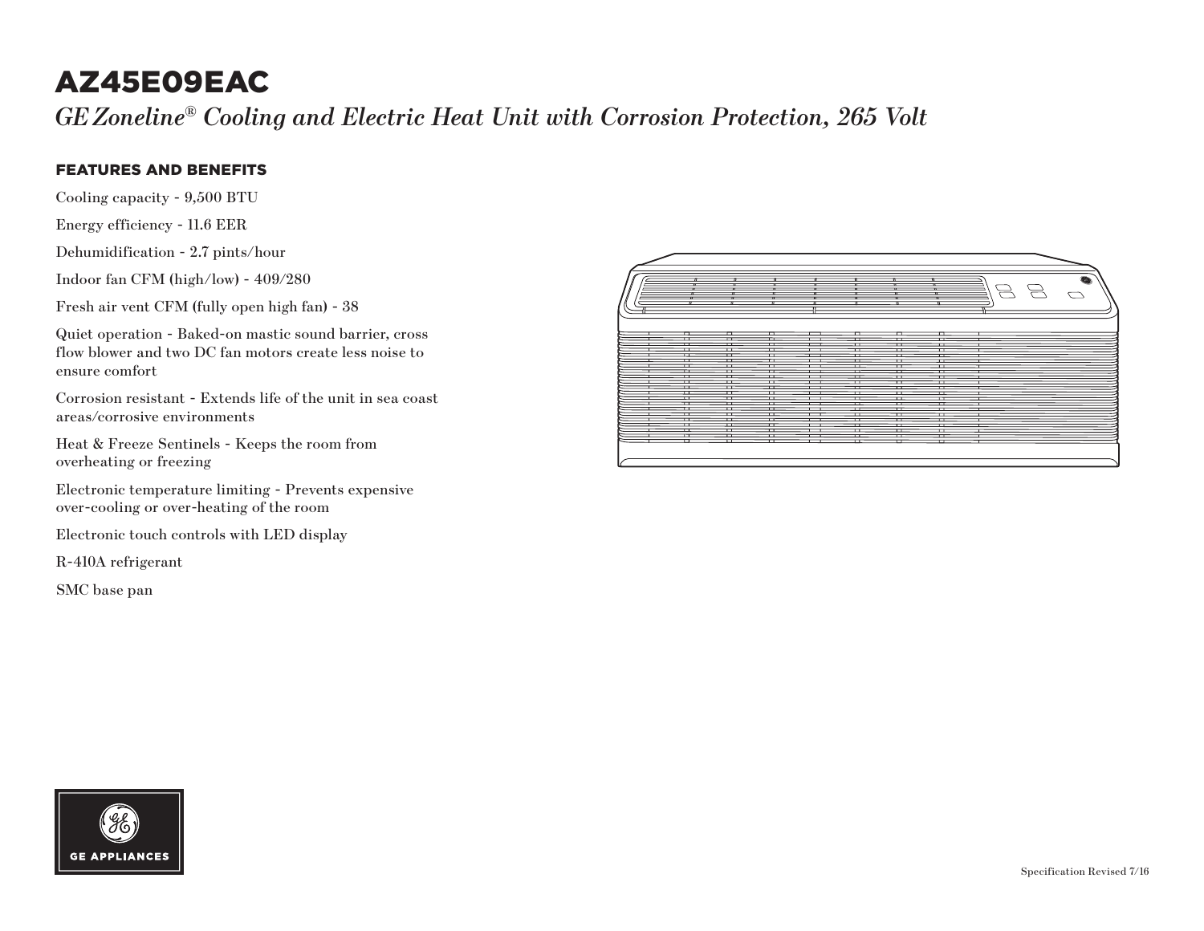# AZ45E09EAC

*GE Zoneline® Cooling and Electric Heat Unit with Corrosion Protection, 265 Volt*

## FEATURES AND BENEFITS

Cooling capacity - 9,500 BTU

Energy efficiency - 11.6 EER

Dehumidification - 2.7 pints/hour

Indoor fan CFM (high/low) - 409/280

Fresh air vent CFM (fully open high fan) - 38

Quiet operation - Baked-on mastic sound barrier, cross flow blower and two DC fan motors create less noise to ensure comfort

Corrosion resistant - Extends life of the unit in sea coast areas/corrosive environments

Heat & Freeze Sentinels - Keeps the room from overheating or freezing

Electronic temperature limiting - Prevents expensive over-cooling or over-heating of the room

Electronic touch controls with LED display

R-410A refrigerant

SMC base pan

GE APPLIANCES

Specification Revised 7/16